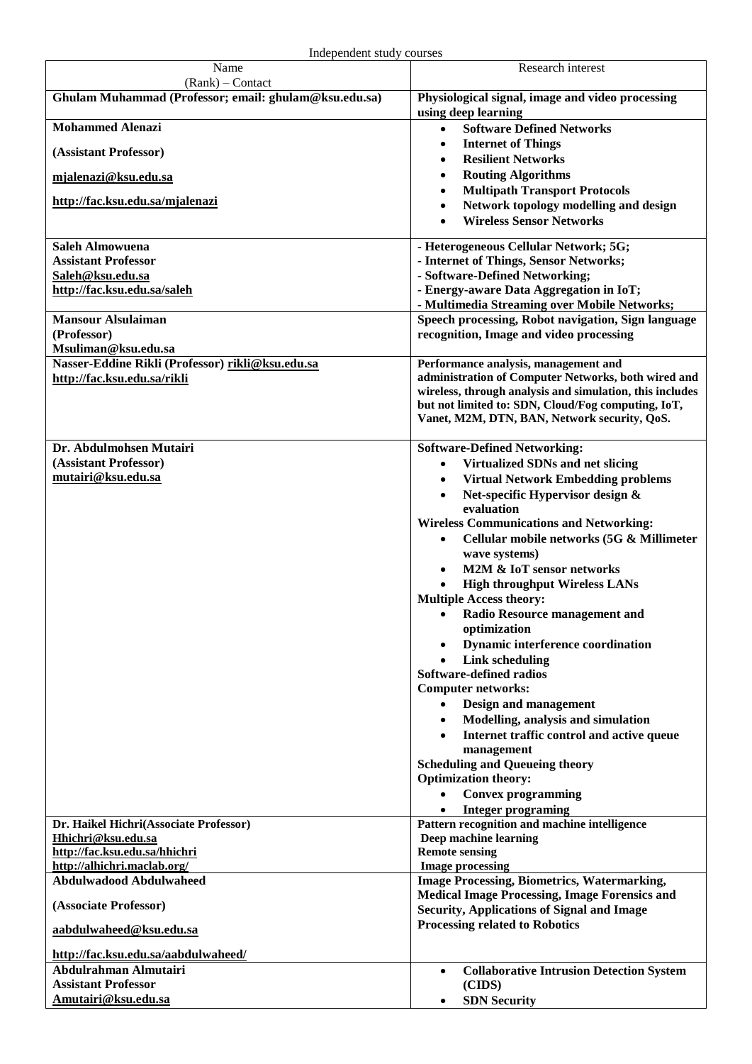Independent study courses

| Name<br>(Rank) – Contact | Research interest |
|---|---|
| **Ghulam Muhammad (Professor; email: ghulam@ksu.edu.sa)** | **Physiological signal, image and video processing using deep learning** |
| **Mohammed Alenazi**<br>**(Assistant Professor)**<br>**mjalenazi@ksu.edu.sa**<br>**http://fac.ksu.edu.sa/mjalenazi** | • **Software Defined Networks**<br>• **Internet of Things**<br>• **Resilient Networks**<br>• **Routing Algorithms**<br>• **Multipath Transport Protocols**<br>• **Network topology modelling and design**<br>• **Wireless Sensor Networks** |
| **Saleh Almowuena**<br>**Assistant Professor**<br>**Saleh@ksu.edu.sa**<br>**http://fac.ksu.edu.sa/saleh** | **- Heterogeneous Cellular Network; 5G;**<br>**- Internet of Things, Sensor Networks;**<br>**- Software-Defined Networking;**<br>**- Energy-aware Data Aggregation in IoT;**<br>**- Multimedia Streaming over Mobile Networks;** |
| **Mansour Alsulaiman**<br>**(Professor)**<br>**Msuliman@ksu.edu.sa** | **Speech processing, Robot navigation, Sign language recognition, Image and video processing** |
| **Nasser-Eddine Rikli (Professor) rikli@ksu.edu.sa**<br>**http://fac.ksu.edu.sa/rikli** | **Performance analysis, management and administration of Computer Networks, both wired and wireless, through analysis and simulation, this includes but not limited to: SDN, Cloud/Fog computing, IoT, Vanet, M2M, DTN, BAN, Network security, QoS.** |
| **Dr. Abdulmohsen Mutairi**<br>**(Assistant Professor)**<br>**mutairi@ksu.edu.sa** | **Software-Defined Networking:**<br>• **Virtualized SDNs and net slicing**<br>• **Virtual Network Embedding problems**<br>• **Net-specific Hypervisor design & evaluation**<br>**Wireless Communications and Networking:**<br>• **Cellular mobile networks (5G & Millimeter wave systems)**<br>• **M2M & IoT sensor networks**<br>• **High throughput Wireless LANs**<br>**Multiple Access theory:**<br>• **Radio Resource management and optimization**<br>• **Dynamic interference coordination**<br>• **Link scheduling**<br>**Software-defined radios**<br>**Computer networks:**<br>• **Design and management**<br>• **Modelling, analysis and simulation**<br>• **Internet traffic control and active queue management**<br>**Scheduling and Queueing theory**<br>**Optimization theory:**<br>• **Convex programming**<br>• **Integer programing** |
| **Dr. Haikel Hichri(Associate Professor)**<br>**Hhichri@ksu.edu.sa**<br>**http://fac.ksu.edu.sa/hhichri**<br>**http://alhichri.maclab.org/** | **Pattern recognition and machine intelligence**<br>**Deep machine learning**<br>**Remote sensing**<br>**Image processing** |
| **Abdulwadood Abdulwaheed**<br>**(Associate Professor)**<br>**aabdulwaheed@ksu.edu.sa**<br>**http://fac.ksu.edu.sa/aabdulwaheed/** | **Image Processing, Biometrics, Watermarking, Medical Image Processing, Image Forensics and Security, Applications of Signal and Image Processing related to Robotics** |
| **Abdulrahman Almutairi**<br>**Assistant Professor**<br>**Amutairi@ksu.edu.sa** | • **Collaborative Intrusion Detection System (CIDS)**<br>• **SDN Security** |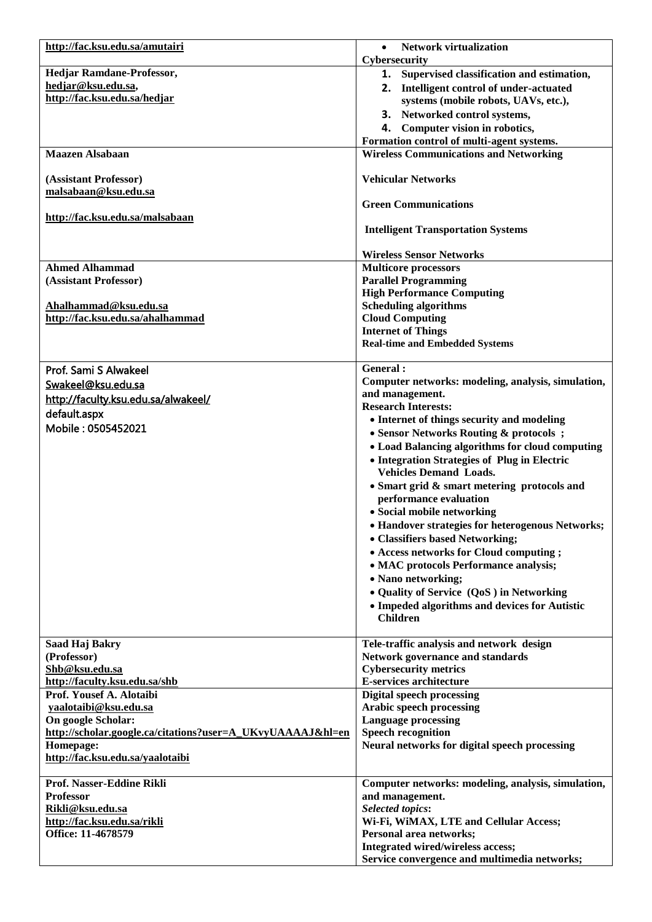| | |
|---|---|
| http://fac.ksu.edu.sa/amutairi | • **Network virtualization**<br>**Cybersecurity** |
| **Hedjar Ramdane-Professor,**<br>hedjar@ksu.edu.sa,<br>http://fac.ksu.edu.sa/hedjar | 1. **Supervised classification and estimation,**<br>2. **Intelligent control of under-actuated systems (mobile robots, UAVs, etc.),**<br>3. **Networked control systems,**<br>4. **Computer vision in robotics,**<br>**Formation control of multi-agent systems.** |
| **Maazen Alsabaan**<br><br>**(Assistant Professor)**<br>malsabaan@ksu.edu.sa<br><br>http://fac.ksu.edu.sa/malsabaan | **Wireless Communications and Networking**<br><br>**Vehicular Networks**<br><br>**Green Communications**<br><br>**Intelligent Transportation Systems**<br><br>**Wireless Sensor Networks** |
| **Ahmed Alhammad**<br>**(Assistant Professor)**<br><br>Ahalhammad@ksu.edu.sa<br>http://fac.ksu.edu.sa/ahalhammad | **Multicore processors**<br>**Parallel Programming**<br>**High Performance Computing**<br>**Scheduling algorithms**<br>**Cloud Computing**<br>**Internet of Things**<br>**Real-time and Embedded Systems** |
| Prof. Sami S Alwakeel<br>Swakeel@ksu.edu.sa<br>http://faculty.ksu.edu.sa/alwakeel/default.aspx<br>Mobile : 0505452021 | **General :**<br>**Computer networks: modeling, analysis, simulation, and management.**<br>**Research Interests:**<br>• **Internet of things security and modeling**<br>• **Sensor Networks Routing & protocols ;**<br>• **Load Balancing algorithms for cloud computing**<br>• **Integration Strategies of Plug in Electric Vehicles Demand Loads.**<br>• **Smart grid & smart metering protocols and performance evaluation**<br>• **Social mobile networking**<br>• **Handover strategies for heterogenous Networks;**<br>• **Classifiers based Networking;**<br>• **Access networks for Cloud computing ;**<br>• **MAC protocols Performance analysis;**<br>• **Nano networking;**<br>• **Quality of Service (QoS ) in Networking**<br>• **Impeded algorithms and devices for Autistic Children** |
| **Saad Haj Bakry**<br>**(Professor)**<br>Shb@ksu.edu.sa<br>http://faculty.ksu.edu.sa/shb | **Tele-traffic analysis and network design**<br>**Network governance and standards**<br>**Cybersecurity metrics**<br>**E-services architecture** |
| **Prof. Yousef A. Alotaibi**<br>yaalotaibi@ksu.edu.sa<br>**On google Scholar:**<br>http://scholar.google.ca/citations?user=A_UKvyUAAAAJ&hl=en<br>**Homepage:**<br>http://fac.ksu.edu.sa/yaalotaibi | **Digital speech processing**<br>**Arabic speech processing**<br>**Language processing**<br>**Speech recognition**<br>**Neural networks for digital speech processing** |
| **Prof. Nasser-Eddine Rikli**<br>**Professor**<br>Rikli@ksu.edu.sa<br>http://fac.ksu.edu.sa/rikli<br>**Office: 11-4678579** | **Computer networks: modeling, analysis, simulation, and management.**<br>***Selected topics*:**<br>**Wi-Fi, WiMAX, LTE and Cellular Access;**<br>**Personal area networks;**<br>**Integrated wired/wireless access;**<br>**Service convergence and multimedia networks;** |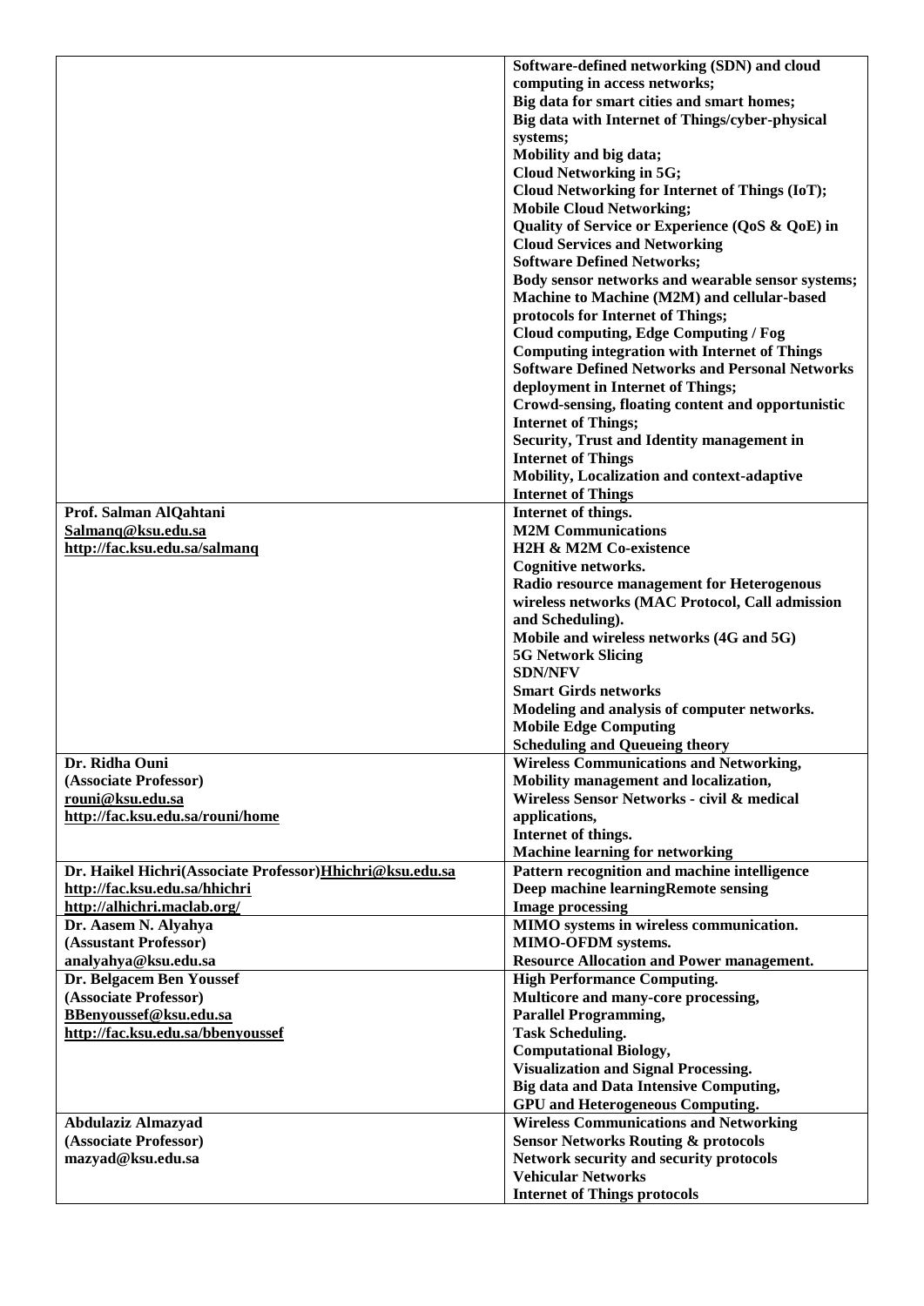| | |
|---|---|
| | **Software-defined networking (SDN) and cloud computing in access networks;**<br>**Big data for smart cities and smart homes;**<br>**Big data with Internet of Things/cyber-physical systems;**<br>**Mobility and big data;**<br>**Cloud Networking in 5G;**<br>**Cloud Networking for Internet of Things (IoT);**<br>**Mobile Cloud Networking;**<br>**Quality of Service or Experience (QoS & QoE) in Cloud Services and Networking**<br>**Software Defined Networks;**<br>**Body sensor networks and wearable sensor systems;**<br>**Machine to Machine (M2M) and cellular-based protocols for Internet of Things;**<br>**Cloud computing, Edge Computing / Fog Computing integration with Internet of Things**<br>**Software Defined Networks and Personal Networks deployment in Internet of Things;**<br>**Crowd-sensing, floating content and opportunistic Internet of Things;**<br>**Security, Trust and Identity management in Internet of Things**<br>**Mobility, Localization and context-adaptive Internet of Things** |
| **Prof. Salman AlQahtani**<br>**Salmanq@ksu.edu.sa**<br>**http://fac.ksu.edu.sa/salmanq** | **Internet of things.**<br>**M2M Communications**<br>**H2H & M2M Co-existence**<br>**Cognitive networks.**<br>**Radio resource management for Heterogenous wireless networks (MAC Protocol, Call admission and Scheduling).**<br>**Mobile and wireless networks (4G and 5G)**<br>**5G Network Slicing**<br>**SDN/NFV**<br>**Smart Girds networks**<br>**Modeling and analysis of computer networks.**<br>**Mobile Edge Computing**<br>**Scheduling and Queueing theory** |
| **Dr. Ridha Ouni**<br>**(Associate Professor)**<br>**rouni@ksu.edu.sa**<br>**http://fac.ksu.edu.sa/rouni/home** | **Wireless Communications and Networking,**<br>**Mobility management and localization,**<br>**Wireless Sensor Networks - civil & medical applications,**<br>**Internet of things.**<br>**Machine learning for networking** |
| **Dr. Haikel Hichri(Associate Professor)Hhichri@ksu.edu.sa**<br>**http://fac.ksu.edu.sa/hhichri**<br>**http://alhichri.maclab.org/** | **Pattern recognition and machine intelligence**<br>**Deep machine learningRemote sensing**<br>**Image processing** |
| **Dr. Aasem N. Alyahya**<br>**(Assustant Professor)**<br>**analyahya@ksu.edu.sa** | **MIMO systems in wireless communication.**<br>**MIMO-OFDM systems.**<br>**Resource Allocation and Power management.** |
| **Dr. Belgacem Ben Youssef**<br>**(Associate Professor)**<br>**BBenyoussef@ksu.edu.sa**<br>**http://fac.ksu.edu.sa/bbenyoussef** | **High Performance Computing.**<br>**Multicore and many-core processing,**<br>**Parallel Programming,**<br>**Task Scheduling.**<br>**Computational Biology,**<br>**Visualization and Signal Processing.**<br>**Big data and Data Intensive Computing,**<br>**GPU and Heterogeneous Computing.** |
| **Abdulaziz Almazyad**<br>**(Associate Professor)**<br>**mazyad@ksu.edu.sa** | **Wireless Communications and Networking**<br>**Sensor Networks Routing & protocols**<br>**Network security and security protocols**<br>**Vehicular Networks**<br>**Internet of Things protocols** |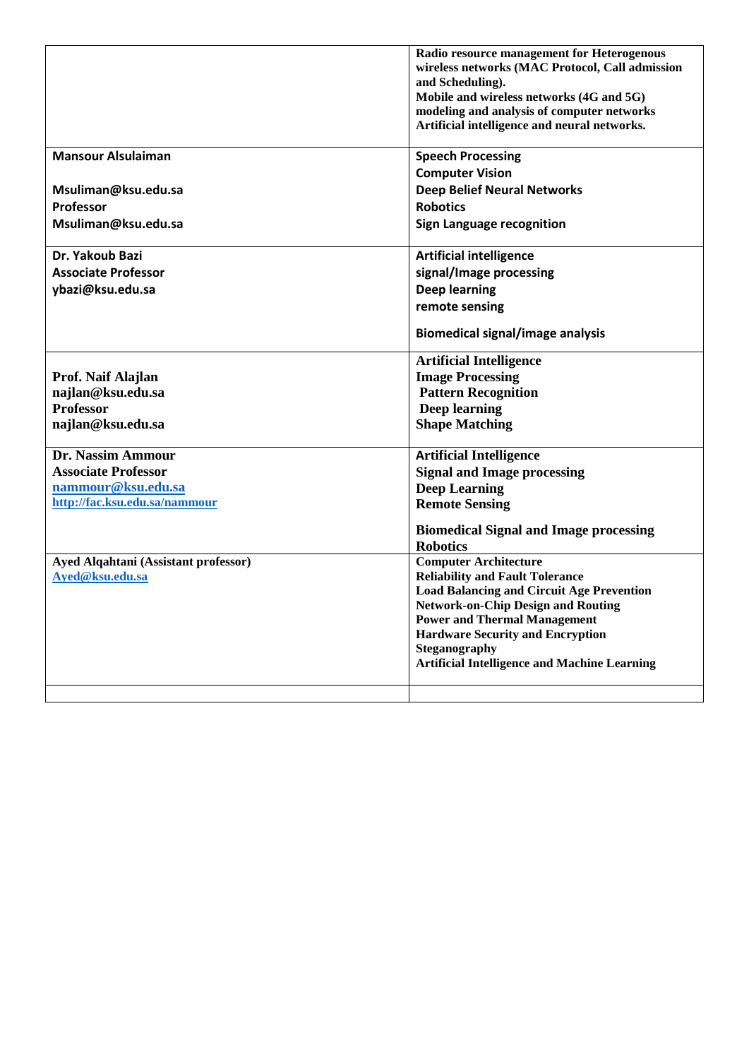| | |
|---|---|
| | **Radio resource management for Heterogenous wireless networks (MAC Protocol, Call admission and Scheduling).**<br>**Mobile and wireless networks (4G and 5G)**<br>**modeling and analysis of computer networks**<br>**Artificial intelligence and neural networks.** |
| **Mansour Alsulaiman**<br><br>**Msuliman@ksu.edu.sa**<br>**Professor**<br>**Msuliman@ksu.edu.sa** | **Speech Processing**<br>**Computer Vision**<br>**Deep Belief Neural Networks**<br>**Robotics**<br>**Sign Language recognition** |
| **Dr. Yakoub Bazi**<br>**Associate Professor**<br>**ybazi@ksu.edu.sa** | **Artificial intelligence**<br>**signal/Image processing**<br>**Deep learning**<br>**remote sensing**<br><br>**Biomedical signal/image analysis** |
| **Prof. Naif Alajlan**<br>**najlan@ksu.edu.sa**<br>**Professor**<br>**najlan@ksu.edu.sa** | **Artificial Intelligence**<br>**Image Processing**<br>**Pattern Recognition**<br>**Deep learning**<br>**Shape Matching** |
| **Dr. Nassim Ammour**<br>**Associate Professor**<br>**nammour@ksu.edu.sa**<br>**http://fac.ksu.edu.sa/nammour** | **Artificial Intelligence**<br>**Signal and Image processing**<br>**Deep Learning**<br>**Remote Sensing**<br><br>**Biomedical Signal and Image processing**<br>**Robotics** |
| **Ayed Alqahtani (Assistant professor)**<br>**Ayed@ksu.edu.sa** | **Computer Architecture**<br>**Reliability and Fault Tolerance**<br>**Load Balancing and Circuit Age Prevention**<br>**Network-on-Chip Design and Routing**<br>**Power and Thermal Management**<br>**Hardware Security and Encryption**<br>**Steganography**<br>**Artificial Intelligence and Machine Learning** |
| | |